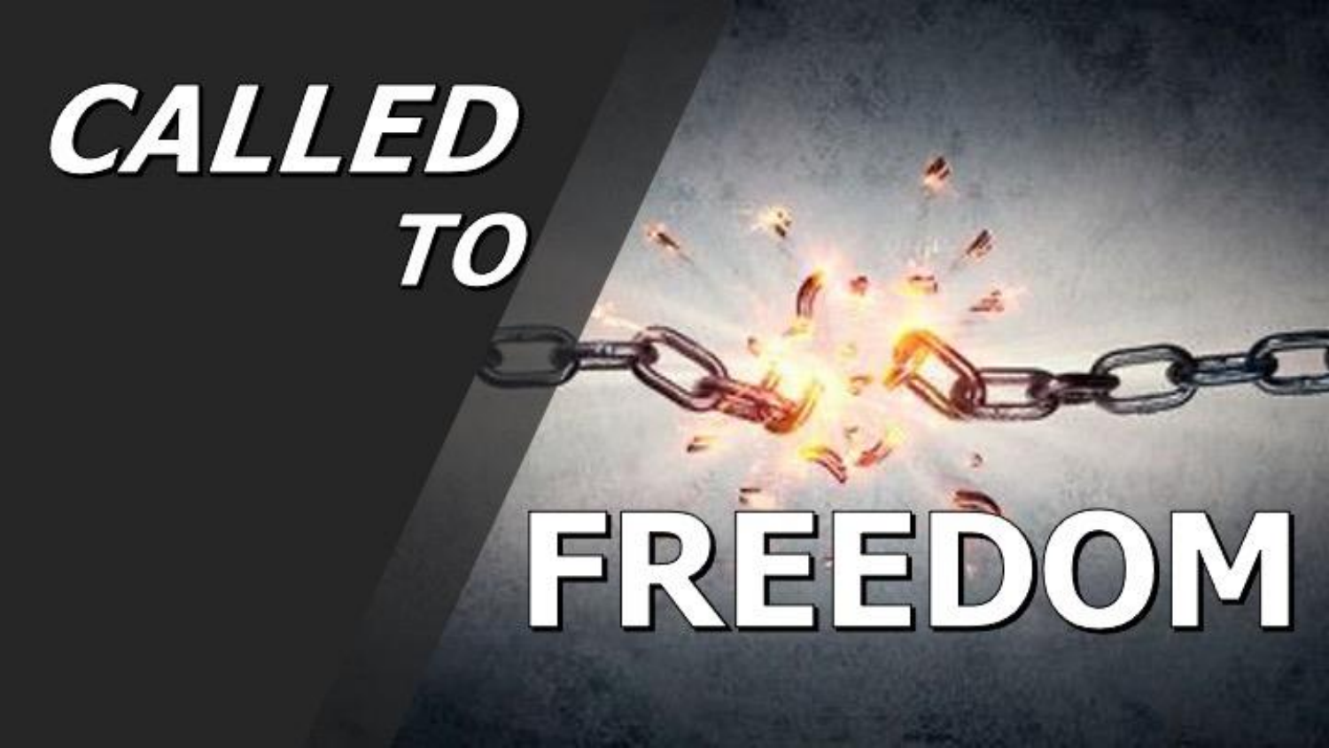# CALLED TO FREEDOM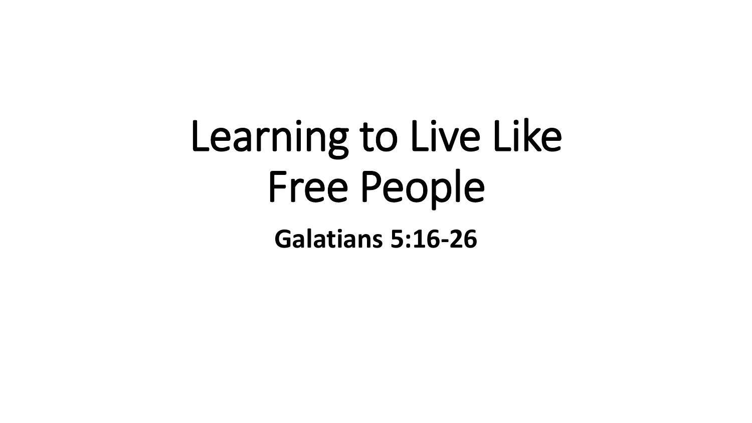# Learning to Live Like Free People

**Galatians 5:16-26**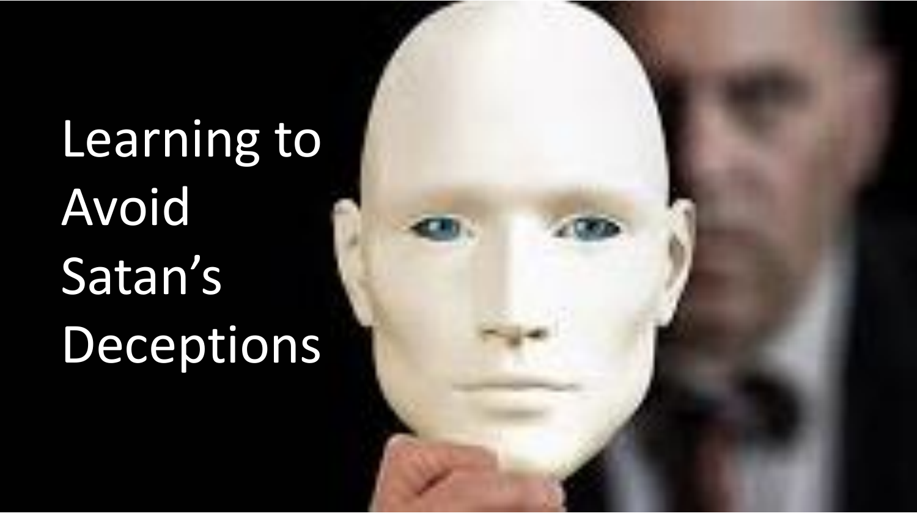# Learning to Avoid Satan's Deceptions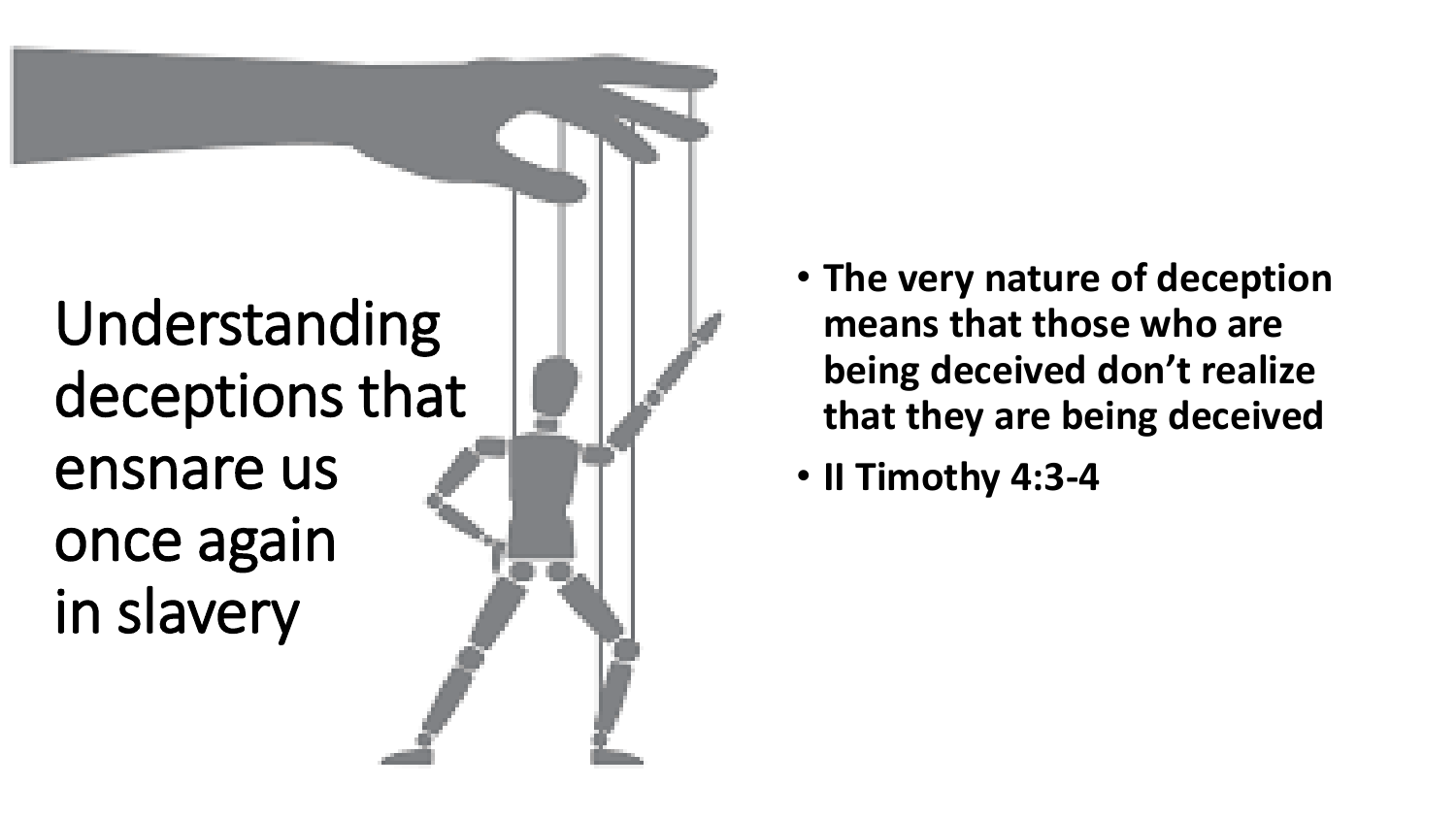# Understanding deceptions that ensnare us once again in slavery

- **The very nature of deception means that those who are being deceived don't realize that they are being deceived**
- **II Timothy 4:3-4**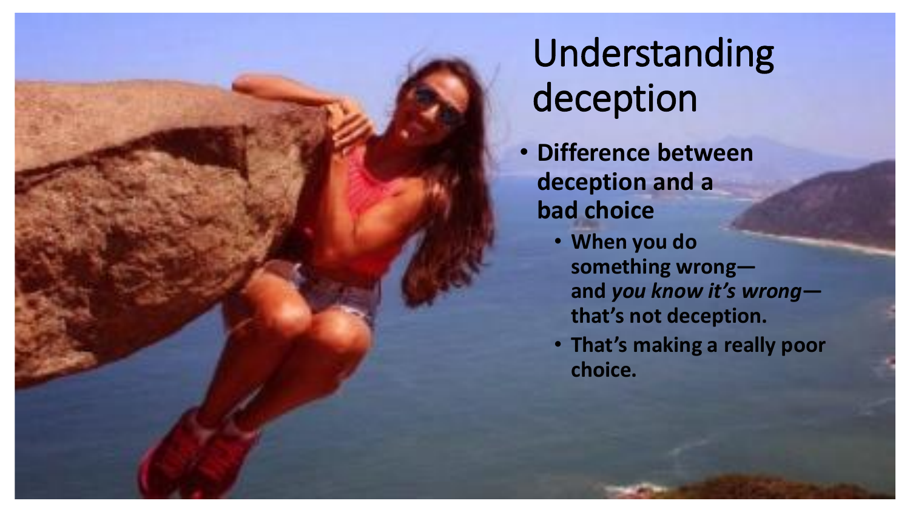# Understanding deception

- **Difference between deception and a bad choice**
  - **When you do something wrong—and *you know it's wrong*—that's not deception.**
  - **That's making a really poor choice.**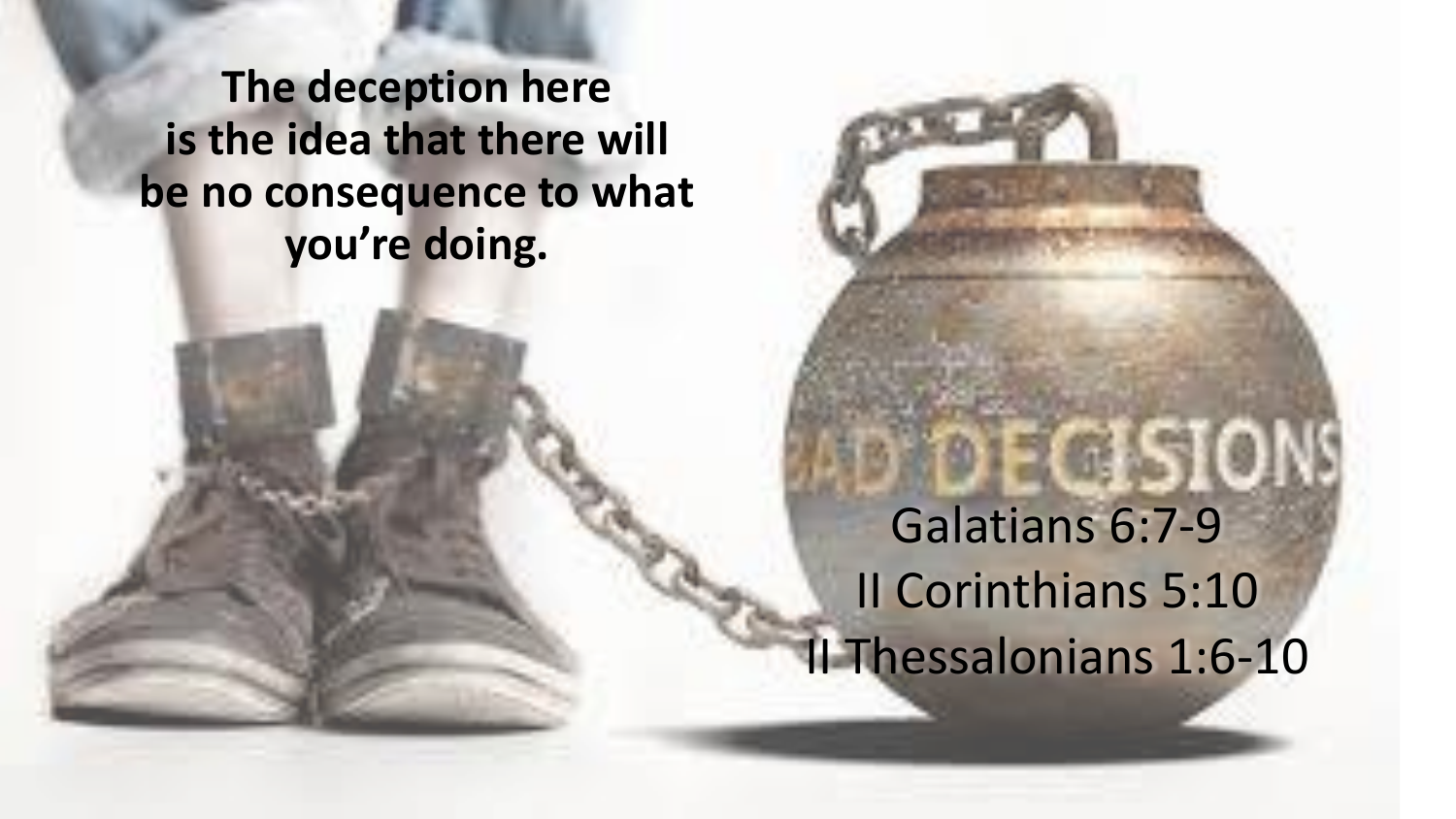**The deception here is the idea that there will be no consequence to what you're doing.**

Galatians 6:7-9
II Corinthians 5:10
II Thessalonians 1:6-10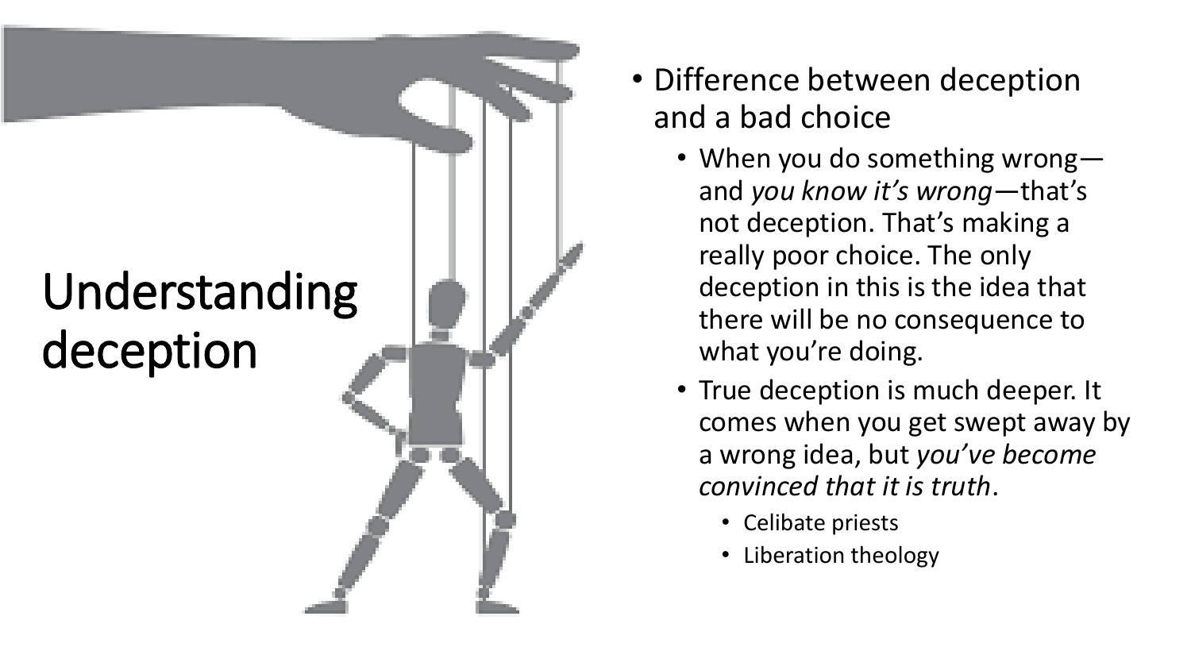# Understanding deception

- Difference between deception and a bad choice
  - When you do something wrong—and *you know it's wrong*—that's not deception. That's making a really poor choice. The only deception in this is the idea that there will be no consequence to what you're doing.
  - True deception is much deeper. It comes when you get swept away by a wrong idea, but *you've become convinced that it is truth*.
    - Celibate priests
    - Liberation theology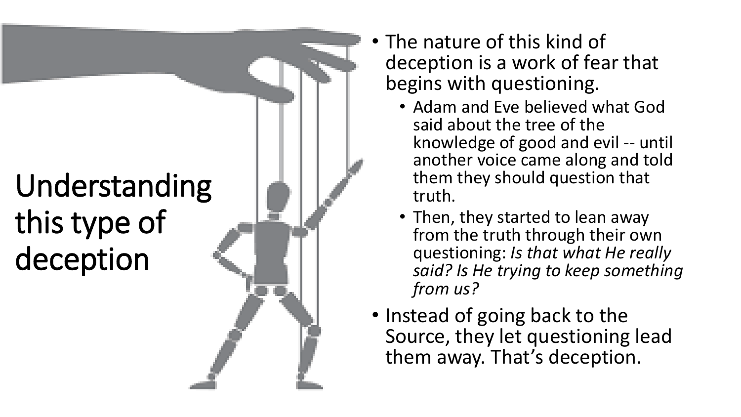# Understanding this type of deception

- The nature of this kind of deception is a work of fear that begins with questioning.
  - Adam and Eve believed what God said about the tree of the knowledge of good and evil -- until another voice came along and told them they should question that truth.
  - Then, they started to lean away from the truth through their own questioning: *Is that what He really said? Is He trying to keep something from us?*
- Instead of going back to the Source, they let questioning lead them away. That's deception.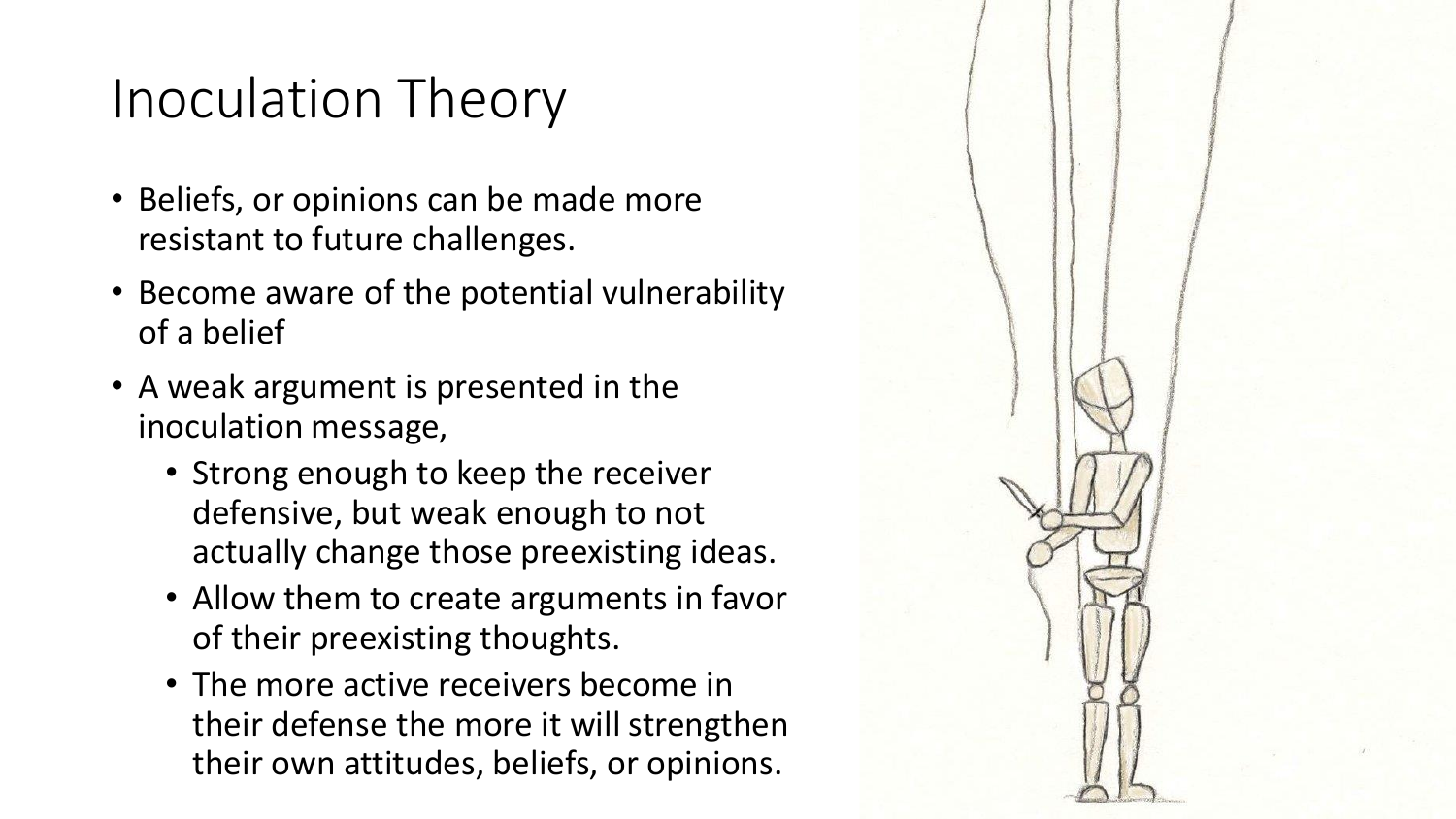# Inoculation Theory

- Beliefs, or opinions can be made more resistant to future challenges.
- Become aware of the potential vulnerability of a belief
- A weak argument is presented in the inoculation message,
  - Strong enough to keep the receiver defensive, but weak enough to not actually change those preexisting ideas.
  - Allow them to create arguments in favor of their preexisting thoughts.
  - The more active receivers become in their defense the more it will strengthen their own attitudes, beliefs, or opinions.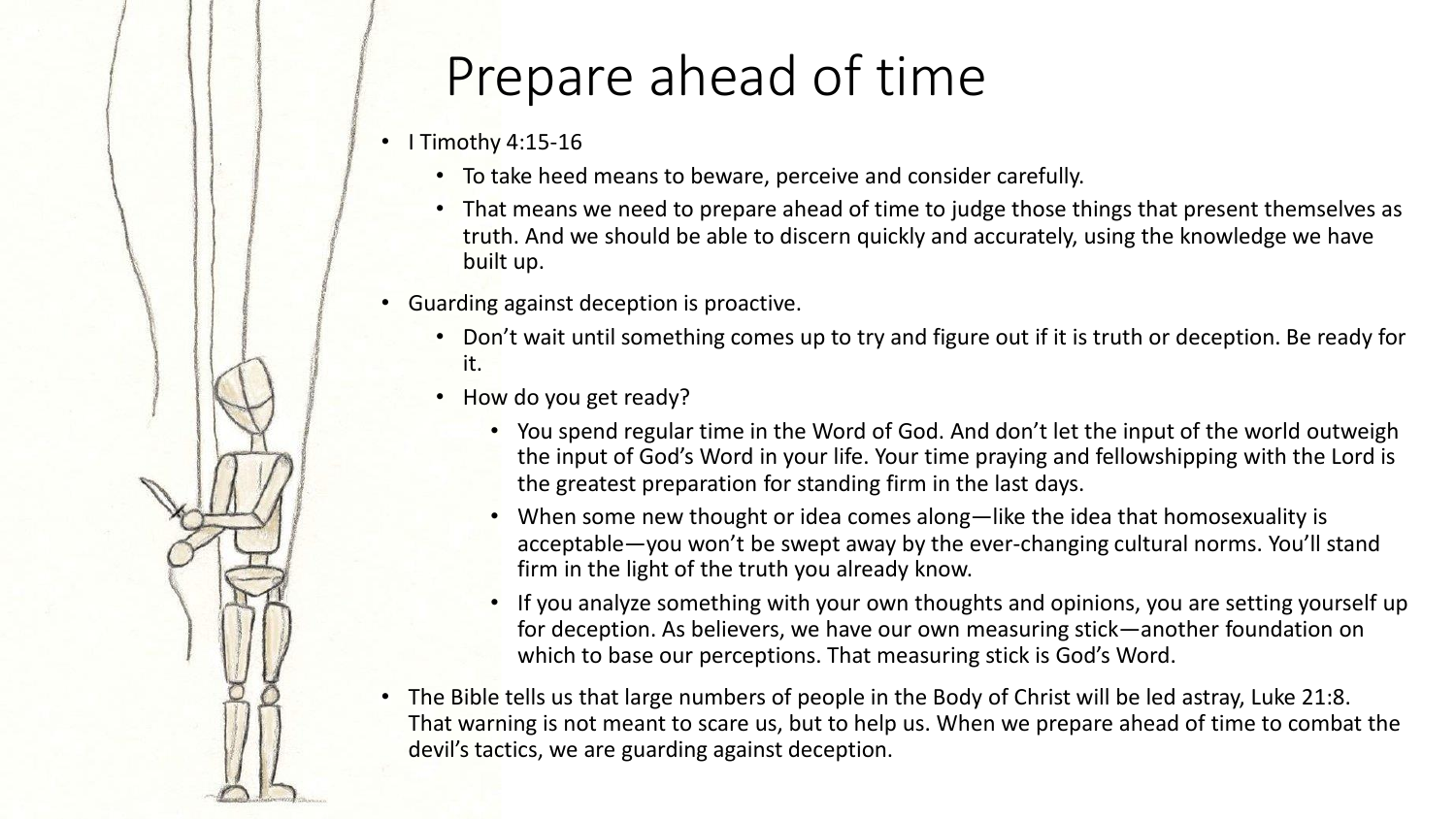# Prepare ahead of time

- I Timothy 4:15-16
  - To take heed means to beware, perceive and consider carefully.
  - That means we need to prepare ahead of time to judge those things that present themselves as truth. And we should be able to discern quickly and accurately, using the knowledge we have built up.
- Guarding against deception is proactive.
  - Don't wait until something comes up to try and figure out if it is truth or deception. Be ready for it.
  - How do you get ready?
    - You spend regular time in the Word of God. And don't let the input of the world outweigh the input of God's Word in your life. Your time praying and fellowshipping with the Lord is the greatest preparation for standing firm in the last days.
    - When some new thought or idea comes along—like the idea that homosexuality is acceptable—you won't be swept away by the ever-changing cultural norms. You'll stand firm in the light of the truth you already know.
    - If you analyze something with your own thoughts and opinions, you are setting yourself up for deception. As believers, we have our own measuring stick—another foundation on which to base our perceptions. That measuring stick is God's Word.
- The Bible tells us that large numbers of people in the Body of Christ will be led astray, Luke 21:8. That warning is not meant to scare us, but to help us. When we prepare ahead of time to combat the devil's tactics, we are guarding against deception.